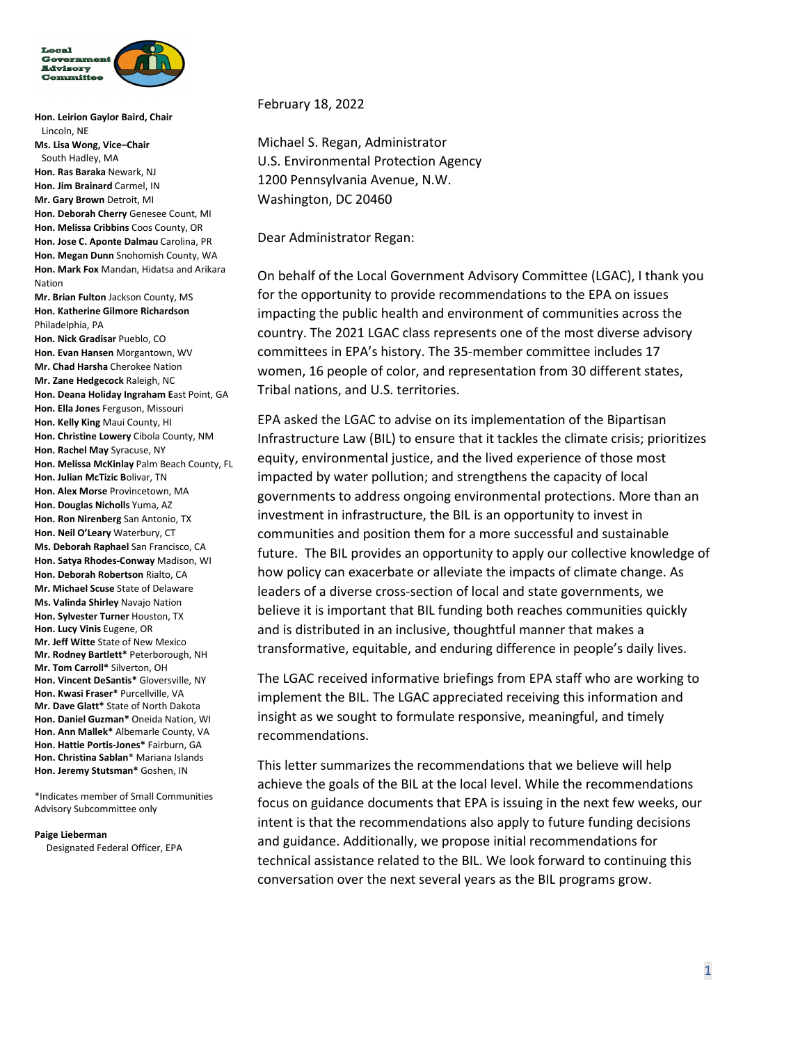Local Government Advisory Committee

**Hon. Leirion Gaylor Baird, Chair**
Lincoln, NE
**Ms. Lisa Wong, Vice–Chair**
South Hadley, MA
**Hon. Ras Baraka** Newark, NJ
**Hon. Jim Brainard** Carmel, IN
**Mr. Gary Brown** Detroit, MI
**Hon. Deborah Cherry** Genesee Count, MI
**Hon. Melissa Cribbins** Coos County, OR
**Hon. Jose C. Aponte Dalmau** Carolina, PR
**Hon. Megan Dunn** Snohomish County, WA
**Hon. Mark Fox** Mandan, Hidatsa and Arikara Nation
**Mr. Brian Fulton** Jackson County, MS
**Hon. Katherine Gilmore Richardson** Philadelphia, PA
**Hon. Nick Gradisar** Pueblo, CO
**Hon. Evan Hansen** Morgantown, WV
**Mr. Chad Harsha** Cherokee Nation
**Mr. Zane Hedgecock** Raleigh, NC
**Hon. Deana Holiday Ingraham E**ast Point, GA
**Hon. Ella Jones** Ferguson, Missouri
**Hon. Kelly King** Maui County, HI
**Hon. Christine Lowery** Cibola County, NM
**Hon. Rachel May** Syracuse, NY
**Hon. Melissa McKinlay** Palm Beach County, FL
**Hon. Julian McTizic B**olivar, TN
**Hon. Alex Morse** Provincetown, MA
**Hon. Douglas Nicholls** Yuma, AZ
**Hon. Ron Nirenberg** San Antonio, TX
**Hon. Neil O'Leary** Waterbury, CT
**Ms. Deborah Raphael** San Francisco, CA
**Hon. Satya Rhodes-Conway** Madison, WI
**Hon. Deborah Robertson** Rialto, CA
**Mr. Michael Scuse** State of Delaware
**Ms. Valinda Shirley** Navajo Nation
**Hon. Sylvester Turner** Houston, TX
**Hon. Lucy Vinis** Eugene, OR
**Mr. Jeff Witte** State of New Mexico
**Mr. Rodney Bartlett*** Peterborough, NH
**Mr. Tom Carroll*** Silverton, OH
**Hon. Vincent DeSantis*** Gloversville, NY
**Hon. Kwasi Fraser*** Purcellville, VA
**Mr. Dave Glatt*** State of North Dakota
**Hon. Daniel Guzman*** Oneida Nation, WI
**Hon. Ann Mallek*** Albemarle County, VA
**Hon. Hattie Portis-Jones*** Fairburn, GA
**Hon. Christina Sablan*** Mariana Islands
**Hon. Jeremy Stutsman*** Goshen, IN

*Indicates member of Small Communities Advisory Subcommittee only

**Paige Lieberman**
Designated Federal Officer, EPA

February 18, 2022

Michael S. Regan, Administrator
U.S. Environmental Protection Agency
1200 Pennsylvania Avenue, N.W.
Washington, DC 20460

Dear Administrator Regan:

On behalf of the Local Government Advisory Committee (LGAC), I thank you for the opportunity to provide recommendations to the EPA on issues impacting the public health and environment of communities across the country. The 2021 LGAC class represents one of the most diverse advisory committees in EPA's history. The 35-member committee includes 17 women, 16 people of color, and representation from 30 different states, Tribal nations, and U.S. territories.

EPA asked the LGAC to advise on its implementation of the Bipartisan Infrastructure Law (BIL) to ensure that it tackles the climate crisis; prioritizes equity, environmental justice, and the lived experience of those most impacted by water pollution; and strengthens the capacity of local governments to address ongoing environmental protections. More than an investment in infrastructure, the BIL is an opportunity to invest in communities and position them for a more successful and sustainable future. The BIL provides an opportunity to apply our collective knowledge of how policy can exacerbate or alleviate the impacts of climate change. As leaders of a diverse cross-section of local and state governments, we believe it is important that BIL funding both reaches communities quickly and is distributed in an inclusive, thoughtful manner that makes a transformative, equitable, and enduring difference in people's daily lives.

The LGAC received informative briefings from EPA staff who are working to implement the BIL. The LGAC appreciated receiving this information and insight as we sought to formulate responsive, meaningful, and timely recommendations.

This letter summarizes the recommendations that we believe will help achieve the goals of the BIL at the local level. While the recommendations focus on guidance documents that EPA is issuing in the next few weeks, our intent is that the recommendations also apply to future funding decisions and guidance. Additionally, we propose initial recommendations for technical assistance related to the BIL. We look forward to continuing this conversation over the next several years as the BIL programs grow.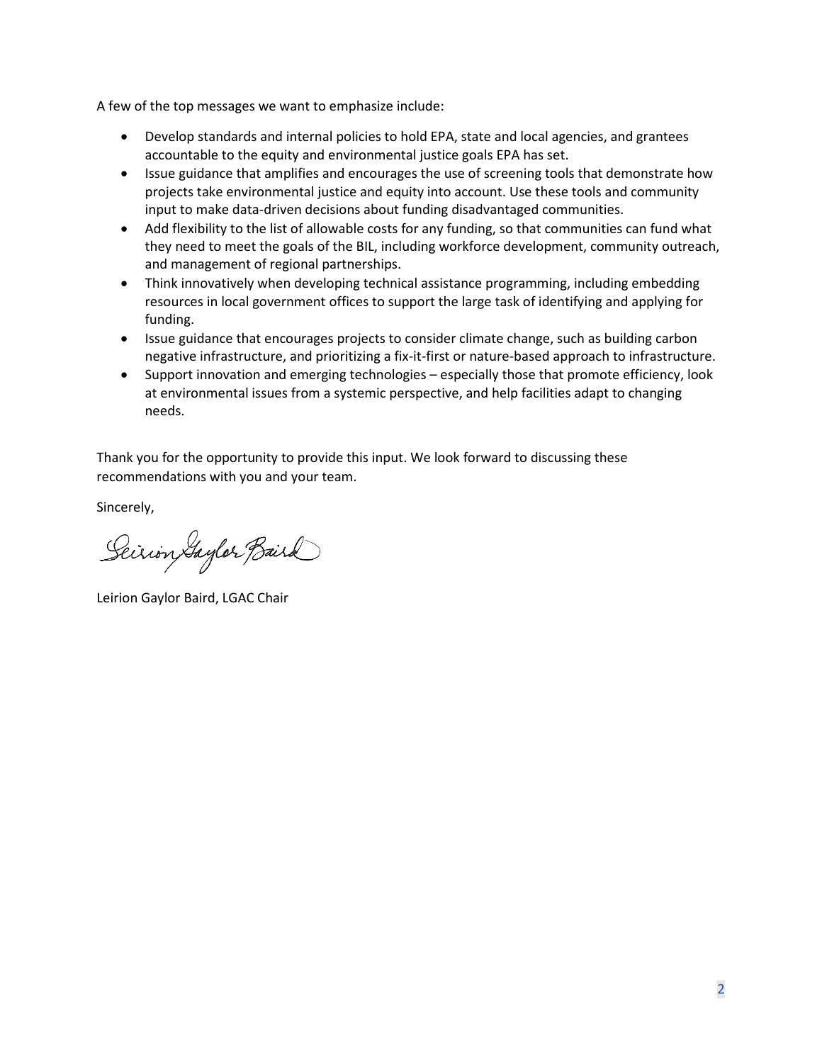A few of the top messages we want to emphasize include:

- Develop standards and internal policies to hold EPA, state and local agencies, and grantees accountable to the equity and environmental justice goals EPA has set.
- Issue guidance that amplifies and encourages the use of screening tools that demonstrate how projects take environmental justice and equity into account. Use these tools and community input to make data-driven decisions about funding disadvantaged communities.
- Add flexibility to the list of allowable costs for any funding, so that communities can fund what they need to meet the goals of the BIL, including workforce development, community outreach, and management of regional partnerships.
- Think innovatively when developing technical assistance programming, including embedding resources in local government offices to support the large task of identifying and applying for funding.
- Issue guidance that encourages projects to consider climate change, such as building carbon negative infrastructure, and prioritizing a fix-it-first or nature-based approach to infrastructure.
- Support innovation and emerging technologies – especially those that promote efficiency, look at environmental issues from a systemic perspective, and help facilities adapt to changing needs.

Thank you for the opportunity to provide this input. We look forward to discussing these recommendations with you and your team.

Sincerely,

Leirion Gaylor Baird

Leirion Gaylor Baird, LGAC Chair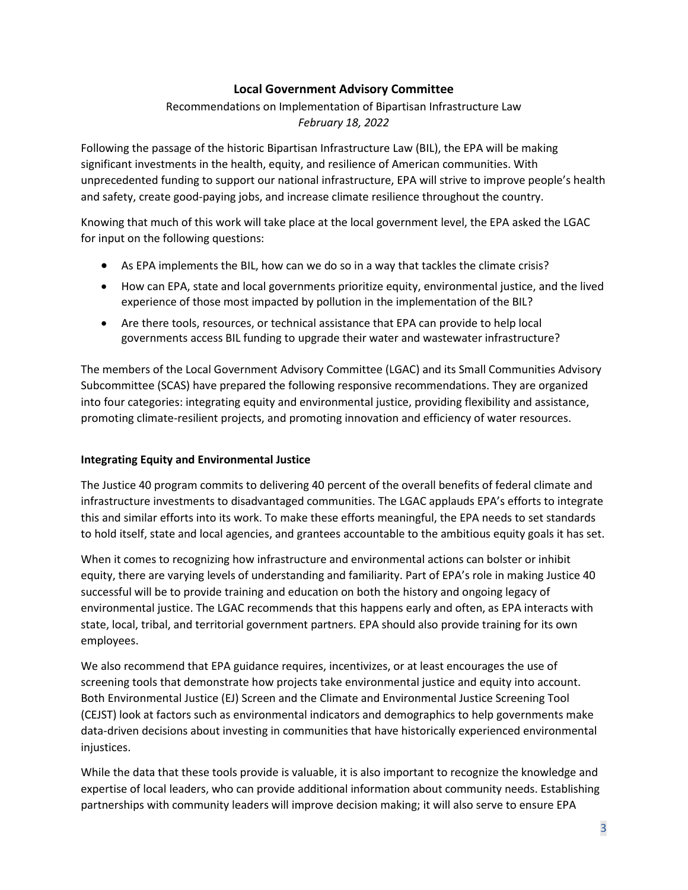## Local Government Advisory Committee

Recommendations on Implementation of Bipartisan Infrastructure Law

*February 18, 2022*

Following the passage of the historic Bipartisan Infrastructure Law (BIL), the EPA will be making significant investments in the health, equity, and resilience of American communities. With unprecedented funding to support our national infrastructure, EPA will strive to improve people's health and safety, create good-paying jobs, and increase climate resilience throughout the country.

Knowing that much of this work will take place at the local government level, the EPA asked the LGAC for input on the following questions:

- As EPA implements the BIL, how can we do so in a way that tackles the climate crisis?
- How can EPA, state and local governments prioritize equity, environmental justice, and the lived experience of those most impacted by pollution in the implementation of the BIL?
- Are there tools, resources, or technical assistance that EPA can provide to help local governments access BIL funding to upgrade their water and wastewater infrastructure?

The members of the Local Government Advisory Committee (LGAC) and its Small Communities Advisory Subcommittee (SCAS) have prepared the following responsive recommendations. They are organized into four categories: integrating equity and environmental justice, providing flexibility and assistance, promoting climate-resilient projects, and promoting innovation and efficiency of water resources.

### Integrating Equity and Environmental Justice

The Justice 40 program commits to delivering 40 percent of the overall benefits of federal climate and infrastructure investments to disadvantaged communities. The LGAC applauds EPA's efforts to integrate this and similar efforts into its work. To make these efforts meaningful, the EPA needs to set standards to hold itself, state and local agencies, and grantees accountable to the ambitious equity goals it has set.

When it comes to recognizing how infrastructure and environmental actions can bolster or inhibit equity, there are varying levels of understanding and familiarity. Part of EPA's role in making Justice 40 successful will be to provide training and education on both the history and ongoing legacy of environmental justice. The LGAC recommends that this happens early and often, as EPA interacts with state, local, tribal, and territorial government partners. EPA should also provide training for its own employees.

We also recommend that EPA guidance requires, incentivizes, or at least encourages the use of screening tools that demonstrate how projects take environmental justice and equity into account. Both Environmental Justice (EJ) Screen and the Climate and Environmental Justice Screening Tool (CEJST) look at factors such as environmental indicators and demographics to help governments make data-driven decisions about investing in communities that have historically experienced environmental injustices.

While the data that these tools provide is valuable, it is also important to recognize the knowledge and expertise of local leaders, who can provide additional information about community needs. Establishing partnerships with community leaders will improve decision making; it will also serve to ensure EPA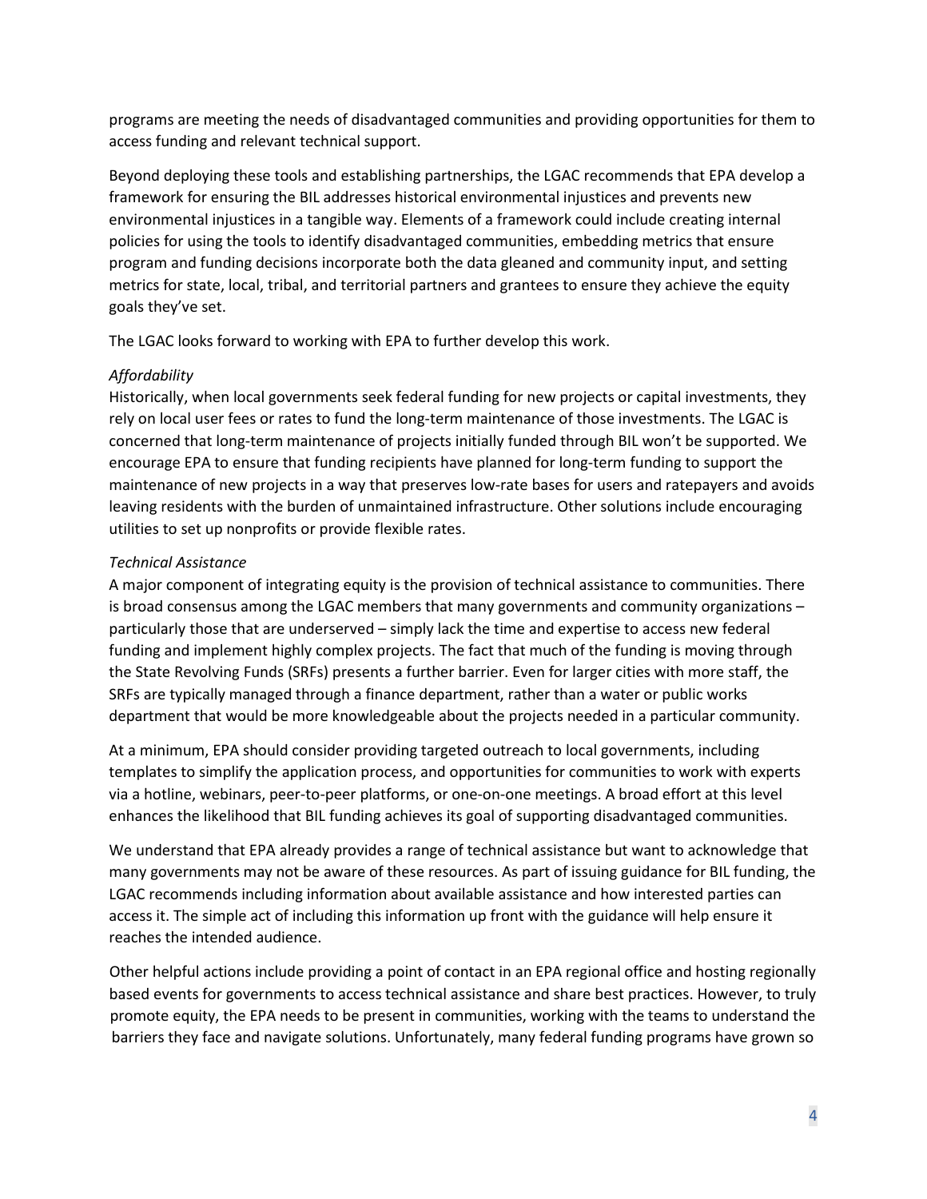programs are meeting the needs of disadvantaged communities and providing opportunities for them to access funding and relevant technical support.

Beyond deploying these tools and establishing partnerships, the LGAC recommends that EPA develop a framework for ensuring the BIL addresses historical environmental injustices and prevents new environmental injustices in a tangible way. Elements of a framework could include creating internal policies for using the tools to identify disadvantaged communities, embedding metrics that ensure program and funding decisions incorporate both the data gleaned and community input, and setting metrics for state, local, tribal, and territorial partners and grantees to ensure they achieve the equity goals they've set.

The LGAC looks forward to working with EPA to further develop this work.

*Affordability*

Historically, when local governments seek federal funding for new projects or capital investments, they rely on local user fees or rates to fund the long-term maintenance of those investments. The LGAC is concerned that long-term maintenance of projects initially funded through BIL won't be supported. We encourage EPA to ensure that funding recipients have planned for long-term funding to support the maintenance of new projects in a way that preserves low-rate bases for users and ratepayers and avoids leaving residents with the burden of unmaintained infrastructure. Other solutions include encouraging utilities to set up nonprofits or provide flexible rates.

*Technical Assistance*

A major component of integrating equity is the provision of technical assistance to communities. There is broad consensus among the LGAC members that many governments and community organizations – particularly those that are underserved – simply lack the time and expertise to access new federal funding and implement highly complex projects. The fact that much of the funding is moving through the State Revolving Funds (SRFs) presents a further barrier. Even for larger cities with more staff, the SRFs are typically managed through a finance department, rather than a water or public works department that would be more knowledgeable about the projects needed in a particular community.

At a minimum, EPA should consider providing targeted outreach to local governments, including templates to simplify the application process, and opportunities for communities to work with experts via a hotline, webinars, peer-to-peer platforms, or one-on-one meetings. A broad effort at this level enhances the likelihood that BIL funding achieves its goal of supporting disadvantaged communities.

We understand that EPA already provides a range of technical assistance but want to acknowledge that many governments may not be aware of these resources. As part of issuing guidance for BIL funding, the LGAC recommends including information about available assistance and how interested parties can access it. The simple act of including this information up front with the guidance will help ensure it reaches the intended audience.

Other helpful actions include providing a point of contact in an EPA regional office and hosting regionally based events for governments to access technical assistance and share best practices. However, to truly promote equity, the EPA needs to be present in communities, working with the teams to understand the barriers they face and navigate solutions. Unfortunately, many federal funding programs have grown so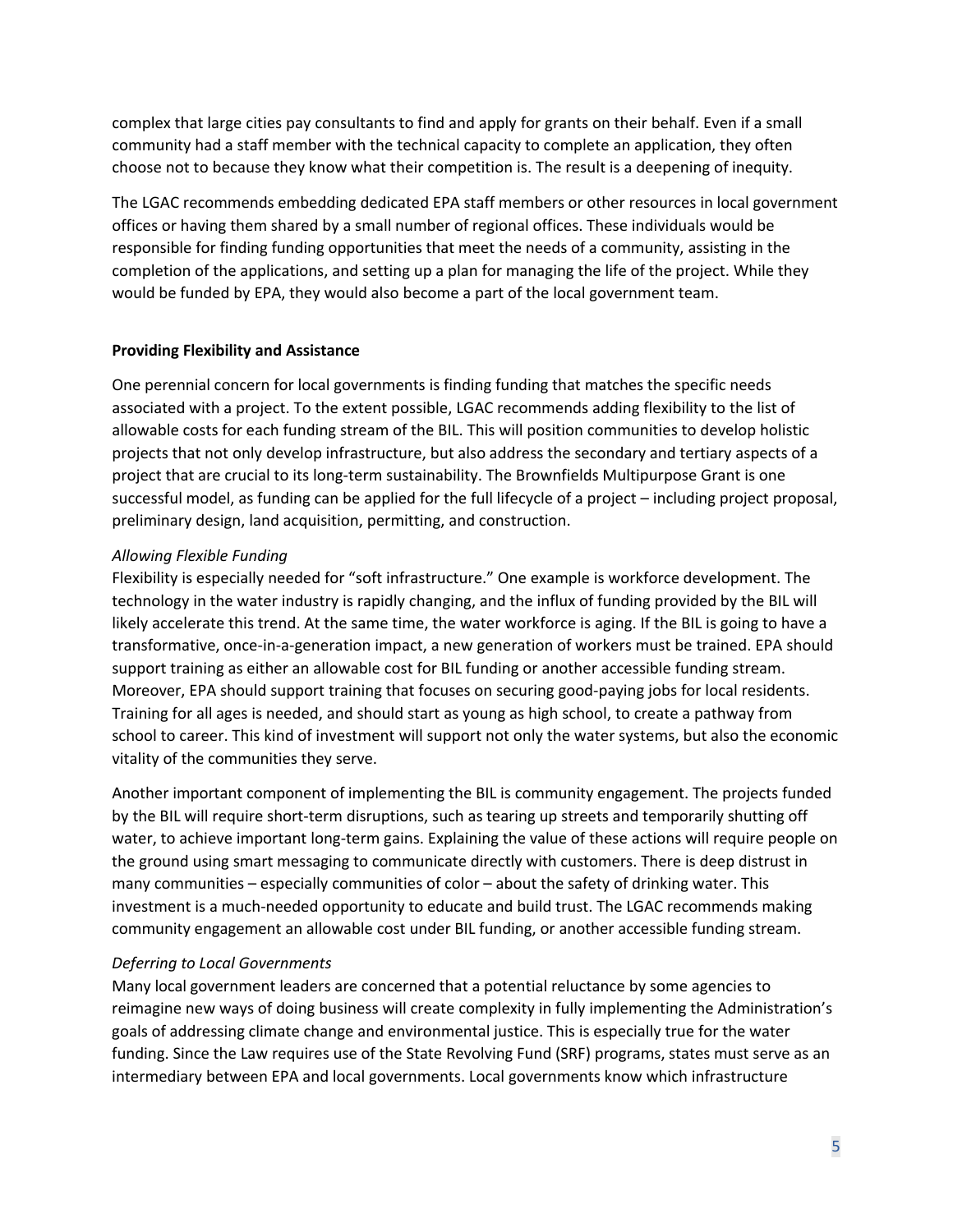complex that large cities pay consultants to find and apply for grants on their behalf. Even if a small community had a staff member with the technical capacity to complete an application, they often choose not to because they know what their competition is. The result is a deepening of inequity.

The LGAC recommends embedding dedicated EPA staff members or other resources in local government offices or having them shared by a small number of regional offices. These individuals would be responsible for finding funding opportunities that meet the needs of a community, assisting in the completion of the applications, and setting up a plan for managing the life of the project. While they would be funded by EPA, they would also become a part of the local government team.

**Providing Flexibility and Assistance**

One perennial concern for local governments is finding funding that matches the specific needs associated with a project. To the extent possible, LGAC recommends adding flexibility to the list of allowable costs for each funding stream of the BIL. This will position communities to develop holistic projects that not only develop infrastructure, but also address the secondary and tertiary aspects of a project that are crucial to its long-term sustainability. The Brownfields Multipurpose Grant is one successful model, as funding can be applied for the full lifecycle of a project – including project proposal, preliminary design, land acquisition, permitting, and construction.

*Allowing Flexible Funding*

Flexibility is especially needed for "soft infrastructure." One example is workforce development. The technology in the water industry is rapidly changing, and the influx of funding provided by the BIL will likely accelerate this trend. At the same time, the water workforce is aging. If the BIL is going to have a transformative, once-in-a-generation impact, a new generation of workers must be trained. EPA should support training as either an allowable cost for BIL funding or another accessible funding stream. Moreover, EPA should support training that focuses on securing good-paying jobs for local residents. Training for all ages is needed, and should start as young as high school, to create a pathway from school to career. This kind of investment will support not only the water systems, but also the economic vitality of the communities they serve.

Another important component of implementing the BIL is community engagement. The projects funded by the BIL will require short-term disruptions, such as tearing up streets and temporarily shutting off water, to achieve important long-term gains. Explaining the value of these actions will require people on the ground using smart messaging to communicate directly with customers. There is deep distrust in many communities – especially communities of color – about the safety of drinking water. This investment is a much-needed opportunity to educate and build trust. The LGAC recommends making community engagement an allowable cost under BIL funding, or another accessible funding stream.

*Deferring to Local Governments*

Many local government leaders are concerned that a potential reluctance by some agencies to reimagine new ways of doing business will create complexity in fully implementing the Administration's goals of addressing climate change and environmental justice. This is especially true for the water funding. Since the Law requires use of the State Revolving Fund (SRF) programs, states must serve as an intermediary between EPA and local governments. Local governments know which infrastructure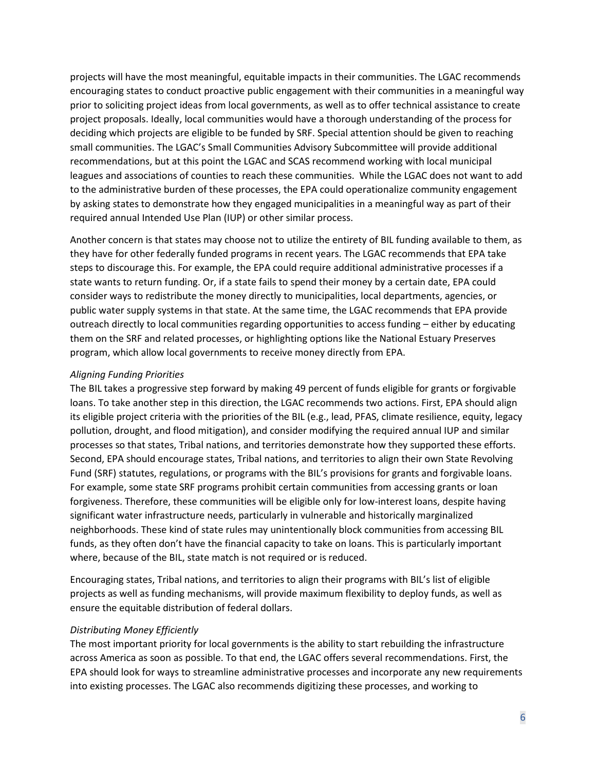projects will have the most meaningful, equitable impacts in their communities. The LGAC recommends encouraging states to conduct proactive public engagement with their communities in a meaningful way prior to soliciting project ideas from local governments, as well as to offer technical assistance to create project proposals. Ideally, local communities would have a thorough understanding of the process for deciding which projects are eligible to be funded by SRF. Special attention should be given to reaching small communities. The LGAC's Small Communities Advisory Subcommittee will provide additional recommendations, but at this point the LGAC and SCAS recommend working with local municipal leagues and associations of counties to reach these communities. While the LGAC does not want to add to the administrative burden of these processes, the EPA could operationalize community engagement by asking states to demonstrate how they engaged municipalities in a meaningful way as part of their required annual Intended Use Plan (IUP) or other similar process.

Another concern is that states may choose not to utilize the entirety of BIL funding available to them, as they have for other federally funded programs in recent years. The LGAC recommends that EPA take steps to discourage this. For example, the EPA could require additional administrative processes if a state wants to return funding. Or, if a state fails to spend their money by a certain date, EPA could consider ways to redistribute the money directly to municipalities, local departments, agencies, or public water supply systems in that state. At the same time, the LGAC recommends that EPA provide outreach directly to local communities regarding opportunities to access funding – either by educating them on the SRF and related processes, or highlighting options like the National Estuary Preserves program, which allow local governments to receive money directly from EPA.

*Aligning Funding Priorities*

The BIL takes a progressive step forward by making 49 percent of funds eligible for grants or forgivable loans. To take another step in this direction, the LGAC recommends two actions. First, EPA should align its eligible project criteria with the priorities of the BIL (e.g., lead, PFAS, climate resilience, equity, legacy pollution, drought, and flood mitigation), and consider modifying the required annual IUP and similar processes so that states, Tribal nations, and territories demonstrate how they supported these efforts. Second, EPA should encourage states, Tribal nations, and territories to align their own State Revolving Fund (SRF) statutes, regulations, or programs with the BIL's provisions for grants and forgivable loans. For example, some state SRF programs prohibit certain communities from accessing grants or loan forgiveness. Therefore, these communities will be eligible only for low-interest loans, despite having significant water infrastructure needs, particularly in vulnerable and historically marginalized neighborhoods. These kind of state rules may unintentionally block communities from accessing BIL funds, as they often don't have the financial capacity to take on loans. This is particularly important where, because of the BIL, state match is not required or is reduced.

Encouraging states, Tribal nations, and territories to align their programs with BIL's list of eligible projects as well as funding mechanisms, will provide maximum flexibility to deploy funds, as well as ensure the equitable distribution of federal dollars.

*Distributing Money Efficiently*

The most important priority for local governments is the ability to start rebuilding the infrastructure across America as soon as possible. To that end, the LGAC offers several recommendations. First, the EPA should look for ways to streamline administrative processes and incorporate any new requirements into existing processes. The LGAC also recommends digitizing these processes, and working to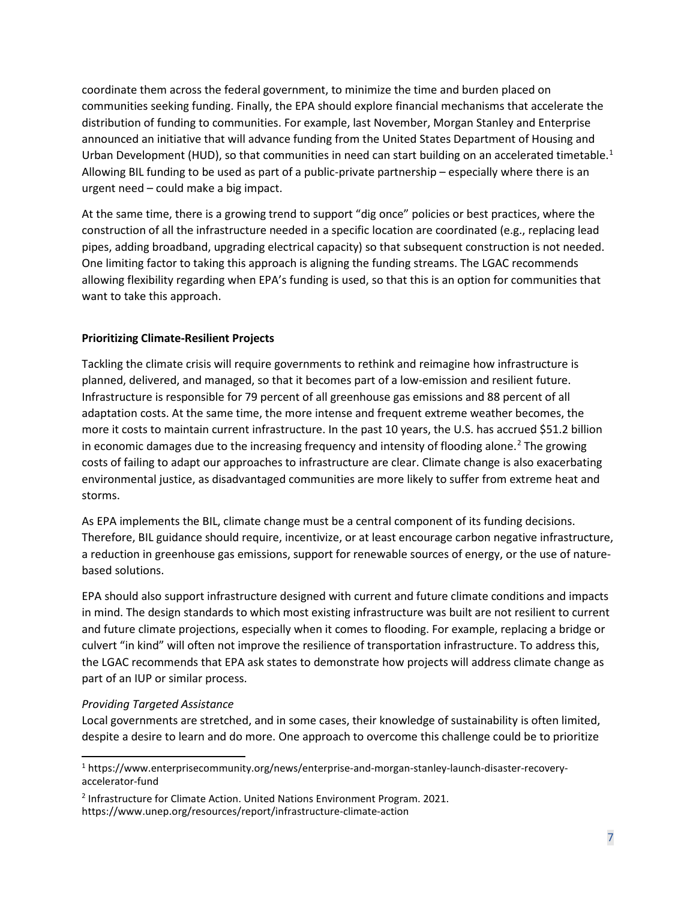coordinate them across the federal government, to minimize the time and burden placed on communities seeking funding. Finally, the EPA should explore financial mechanisms that accelerate the distribution of funding to communities. For example, last November, Morgan Stanley and Enterprise announced an initiative that will advance funding from the United States Department of Housing and Urban Development (HUD), so that communities in need can start building on an accelerated timetable.[1] Allowing BIL funding to be used as part of a public-private partnership – especially where there is an urgent need – could make a big impact.

At the same time, there is a growing trend to support "dig once" policies or best practices, where the construction of all the infrastructure needed in a specific location are coordinated (e.g., replacing lead pipes, adding broadband, upgrading electrical capacity) so that subsequent construction is not needed. One limiting factor to taking this approach is aligning the funding streams. The LGAC recommends allowing flexibility regarding when EPA's funding is used, so that this is an option for communities that want to take this approach.

**Prioritizing Climate-Resilient Projects**

Tackling the climate crisis will require governments to rethink and reimagine how infrastructure is planned, delivered, and managed, so that it becomes part of a low-emission and resilient future. Infrastructure is responsible for 79 percent of all greenhouse gas emissions and 88 percent of all adaptation costs. At the same time, the more intense and frequent extreme weather becomes, the more it costs to maintain current infrastructure. In the past 10 years, the U.S. has accrued $51.2 billion in economic damages due to the increasing frequency and intensity of flooding alone.[2] The growing costs of failing to adapt our approaches to infrastructure are clear. Climate change is also exacerbating environmental justice, as disadvantaged communities are more likely to suffer from extreme heat and storms.

As EPA implements the BIL, climate change must be a central component of its funding decisions. Therefore, BIL guidance should require, incentivize, or at least encourage carbon negative infrastructure, a reduction in greenhouse gas emissions, support for renewable sources of energy, or the use of nature-based solutions.

EPA should also support infrastructure designed with current and future climate conditions and impacts in mind. The design standards to which most existing infrastructure was built are not resilient to current and future climate projections, especially when it comes to flooding. For example, replacing a bridge or culvert "in kind" will often not improve the resilience of transportation infrastructure. To address this, the LGAC recommends that EPA ask states to demonstrate how projects will address climate change as part of an IUP or similar process.

*Providing Targeted Assistance*

Local governments are stretched, and in some cases, their knowledge of sustainability is often limited, despite a desire to learn and do more. One approach to overcome this challenge could be to prioritize

---

[1] https://www.enterprisecommunity.org/news/enterprise-and-morgan-stanley-launch-disaster-recovery-accelerator-fund

[2] Infrastructure for Climate Action. United Nations Environment Program. 2021. https://www.unep.org/resources/report/infrastructure-climate-action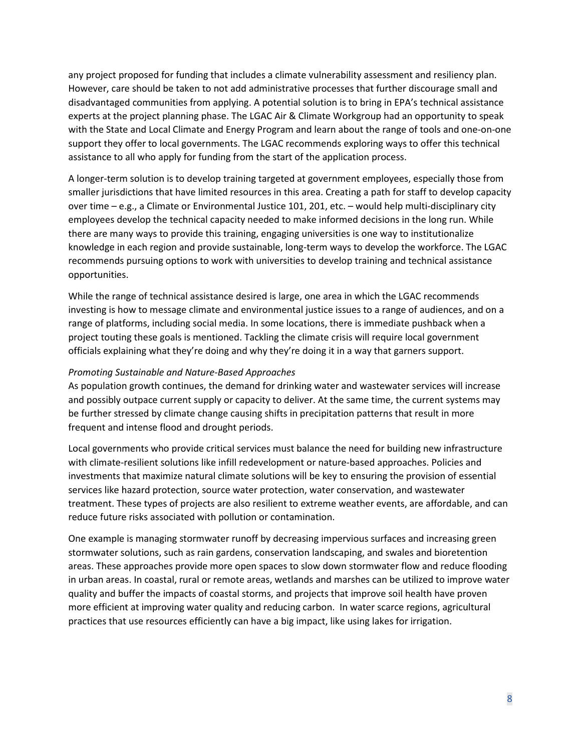any project proposed for funding that includes a climate vulnerability assessment and resiliency plan. However, care should be taken to not add administrative processes that further discourage small and disadvantaged communities from applying. A potential solution is to bring in EPA's technical assistance experts at the project planning phase. The LGAC Air & Climate Workgroup had an opportunity to speak with the State and Local Climate and Energy Program and learn about the range of tools and one-on-one support they offer to local governments. The LGAC recommends exploring ways to offer this technical assistance to all who apply for funding from the start of the application process.

A longer-term solution is to develop training targeted at government employees, especially those from smaller jurisdictions that have limited resources in this area. Creating a path for staff to develop capacity over time – e.g., a Climate or Environmental Justice 101, 201, etc. – would help multi-disciplinary city employees develop the technical capacity needed to make informed decisions in the long run. While there are many ways to provide this training, engaging universities is one way to institutionalize knowledge in each region and provide sustainable, long-term ways to develop the workforce. The LGAC recommends pursuing options to work with universities to develop training and technical assistance opportunities.

While the range of technical assistance desired is large, one area in which the LGAC recommends investing is how to message climate and environmental justice issues to a range of audiences, and on a range of platforms, including social media. In some locations, there is immediate pushback when a project touting these goals is mentioned. Tackling the climate crisis will require local government officials explaining what they're doing and why they're doing it in a way that garners support.

*Promoting Sustainable and Nature-Based Approaches*

As population growth continues, the demand for drinking water and wastewater services will increase and possibly outpace current supply or capacity to deliver. At the same time, the current systems may be further stressed by climate change causing shifts in precipitation patterns that result in more frequent and intense flood and drought periods.

Local governments who provide critical services must balance the need for building new infrastructure with climate-resilient solutions like infill redevelopment or nature-based approaches. Policies and investments that maximize natural climate solutions will be key to ensuring the provision of essential services like hazard protection, source water protection, water conservation, and wastewater treatment. These types of projects are also resilient to extreme weather events, are affordable, and can reduce future risks associated with pollution or contamination.

One example is managing stormwater runoff by decreasing impervious surfaces and increasing green stormwater solutions, such as rain gardens, conservation landscaping, and swales and bioretention areas. These approaches provide more open spaces to slow down stormwater flow and reduce flooding in urban areas. In coastal, rural or remote areas, wetlands and marshes can be utilized to improve water quality and buffer the impacts of coastal storms, and projects that improve soil health have proven more efficient at improving water quality and reducing carbon. In water scarce regions, agricultural practices that use resources efficiently can have a big impact, like using lakes for irrigation.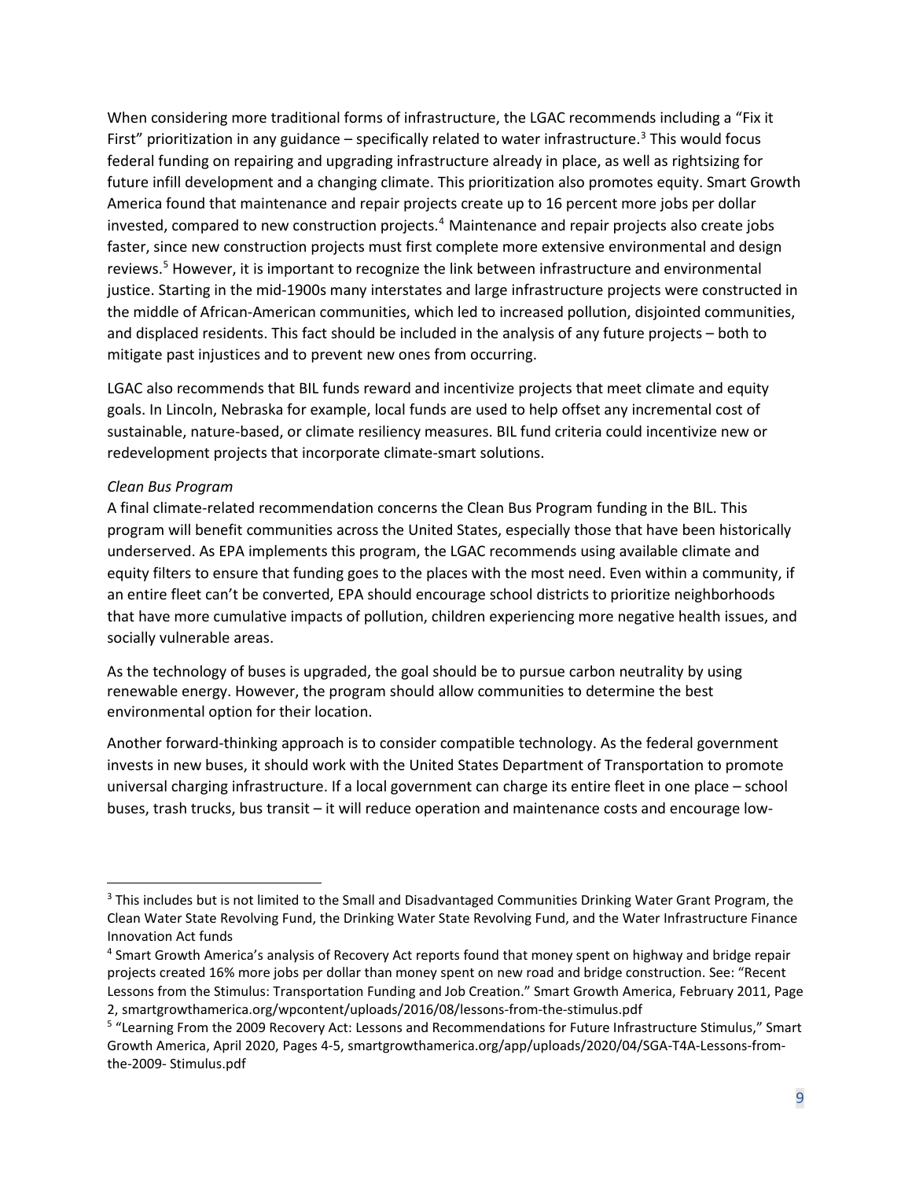When considering more traditional forms of infrastructure, the LGAC recommends including a "Fix it First" prioritization in any guidance – specifically related to water infrastructure.[3] This would focus federal funding on repairing and upgrading infrastructure already in place, as well as rightsizing for future infill development and a changing climate. This prioritization also promotes equity. Smart Growth America found that maintenance and repair projects create up to 16 percent more jobs per dollar invested, compared to new construction projects.[4] Maintenance and repair projects also create jobs faster, since new construction projects must first complete more extensive environmental and design reviews.[5] However, it is important to recognize the link between infrastructure and environmental justice. Starting in the mid-1900s many interstates and large infrastructure projects were constructed in the middle of African-American communities, which led to increased pollution, disjointed communities, and displaced residents. This fact should be included in the analysis of any future projects – both to mitigate past injustices and to prevent new ones from occurring.

LGAC also recommends that BIL funds reward and incentivize projects that meet climate and equity goals. In Lincoln, Nebraska for example, local funds are used to help offset any incremental cost of sustainable, nature-based, or climate resiliency measures. BIL fund criteria could incentivize new or redevelopment projects that incorporate climate-smart solutions.

*Clean Bus Program*

A final climate-related recommendation concerns the Clean Bus Program funding in the BIL. This program will benefit communities across the United States, especially those that have been historically underserved. As EPA implements this program, the LGAC recommends using available climate and equity filters to ensure that funding goes to the places with the most need. Even within a community, if an entire fleet can't be converted, EPA should encourage school districts to prioritize neighborhoods that have more cumulative impacts of pollution, children experiencing more negative health issues, and socially vulnerable areas.

As the technology of buses is upgraded, the goal should be to pursue carbon neutrality by using renewable energy. However, the program should allow communities to determine the best environmental option for their location.

Another forward-thinking approach is to consider compatible technology. As the federal government invests in new buses, it should work with the United States Department of Transportation to promote universal charging infrastructure. If a local government can charge its entire fleet in one place – school buses, trash trucks, bus transit – it will reduce operation and maintenance costs and encourage low-

---

[3] This includes but is not limited to the Small and Disadvantaged Communities Drinking Water Grant Program, the Clean Water State Revolving Fund, the Drinking Water State Revolving Fund, and the Water Infrastructure Finance Innovation Act funds

[4] Smart Growth America's analysis of Recovery Act reports found that money spent on highway and bridge repair projects created 16% more jobs per dollar than money spent on new road and bridge construction. See: "Recent Lessons from the Stimulus: Transportation Funding and Job Creation." Smart Growth America, February 2011, Page 2, smartgrowthamerica.org/wpcontent/uploads/2016/08/lessons-from-the-stimulus.pdf

[5] "Learning From the 2009 Recovery Act: Lessons and Recommendations for Future Infrastructure Stimulus," Smart Growth America, April 2020, Pages 4-5, smartgrowthamerica.org/app/uploads/2020/04/SGA-T4A-Lessons-from-the-2009- Stimulus.pdf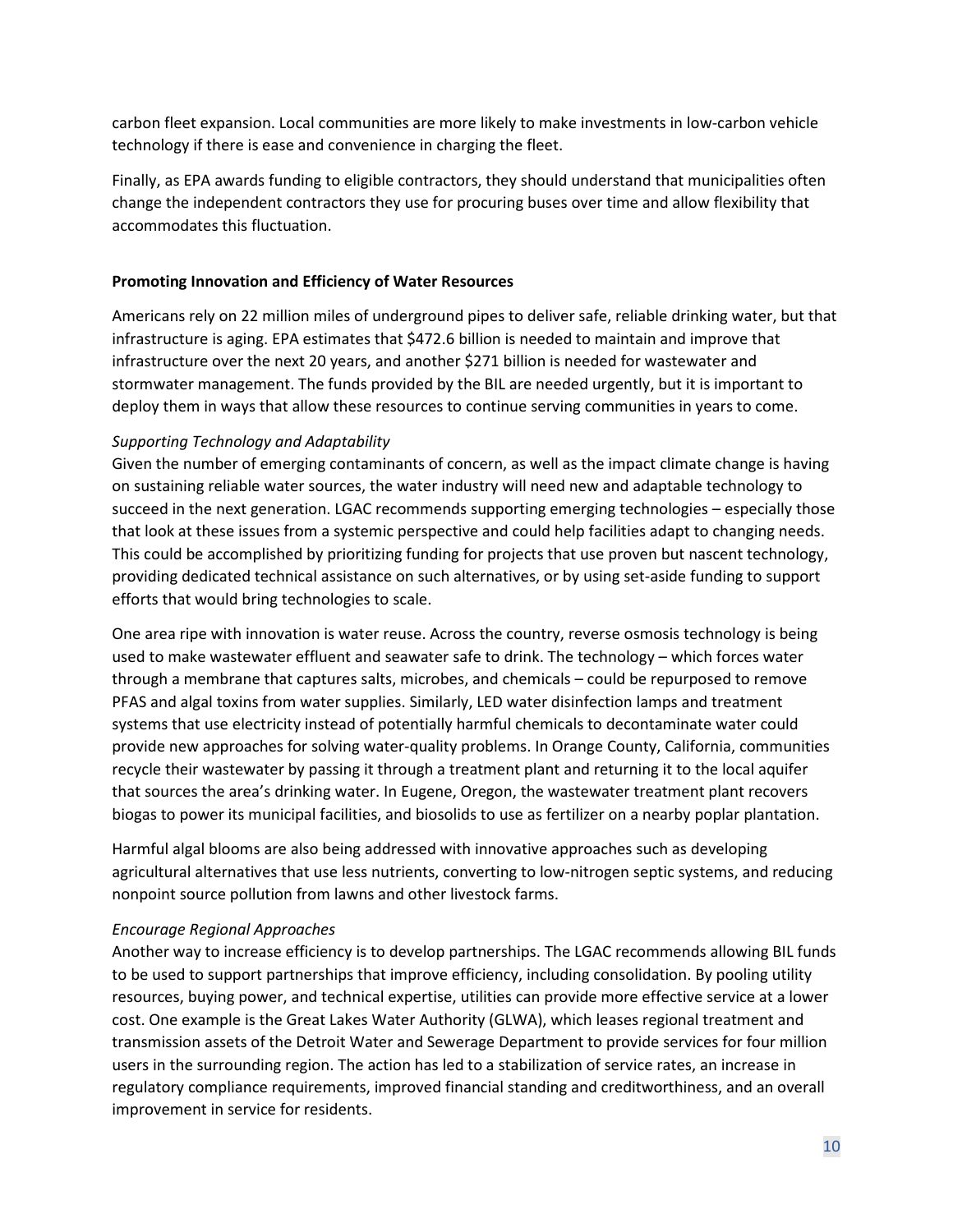carbon fleet expansion. Local communities are more likely to make investments in low-carbon vehicle technology if there is ease and convenience in charging the fleet.

Finally, as EPA awards funding to eligible contractors, they should understand that municipalities often change the independent contractors they use for procuring buses over time and allow flexibility that accommodates this fluctuation.

**Promoting Innovation and Efficiency of Water Resources**

Americans rely on 22 million miles of underground pipes to deliver safe, reliable drinking water, but that infrastructure is aging. EPA estimates that $472.6 billion is needed to maintain and improve that infrastructure over the next 20 years, and another $271 billion is needed for wastewater and stormwater management. The funds provided by the BIL are needed urgently, but it is important to deploy them in ways that allow these resources to continue serving communities in years to come.

*Supporting Technology and Adaptability*

Given the number of emerging contaminants of concern, as well as the impact climate change is having on sustaining reliable water sources, the water industry will need new and adaptable technology to succeed in the next generation. LGAC recommends supporting emerging technologies – especially those that look at these issues from a systemic perspective and could help facilities adapt to changing needs. This could be accomplished by prioritizing funding for projects that use proven but nascent technology, providing dedicated technical assistance on such alternatives, or by using set-aside funding to support efforts that would bring technologies to scale.

One area ripe with innovation is water reuse. Across the country, reverse osmosis technology is being used to make wastewater effluent and seawater safe to drink. The technology – which forces water through a membrane that captures salts, microbes, and chemicals – could be repurposed to remove PFAS and algal toxins from water supplies. Similarly, LED water disinfection lamps and treatment systems that use electricity instead of potentially harmful chemicals to decontaminate water could provide new approaches for solving water-quality problems. In Orange County, California, communities recycle their wastewater by passing it through a treatment plant and returning it to the local aquifer that sources the area's drinking water. In Eugene, Oregon, the wastewater treatment plant recovers biogas to power its municipal facilities, and biosolids to use as fertilizer on a nearby poplar plantation.

Harmful algal blooms are also being addressed with innovative approaches such as developing agricultural alternatives that use less nutrients, converting to low-nitrogen septic systems, and reducing nonpoint source pollution from lawns and other livestock farms.

*Encourage Regional Approaches*

Another way to increase efficiency is to develop partnerships. The LGAC recommends allowing BIL funds to be used to support partnerships that improve efficiency, including consolidation. By pooling utility resources, buying power, and technical expertise, utilities can provide more effective service at a lower cost. One example is the Great Lakes Water Authority (GLWA), which leases regional treatment and transmission assets of the Detroit Water and Sewerage Department to provide services for four million users in the surrounding region. The action has led to a stabilization of service rates, an increase in regulatory compliance requirements, improved financial standing and creditworthiness, and an overall improvement in service for residents.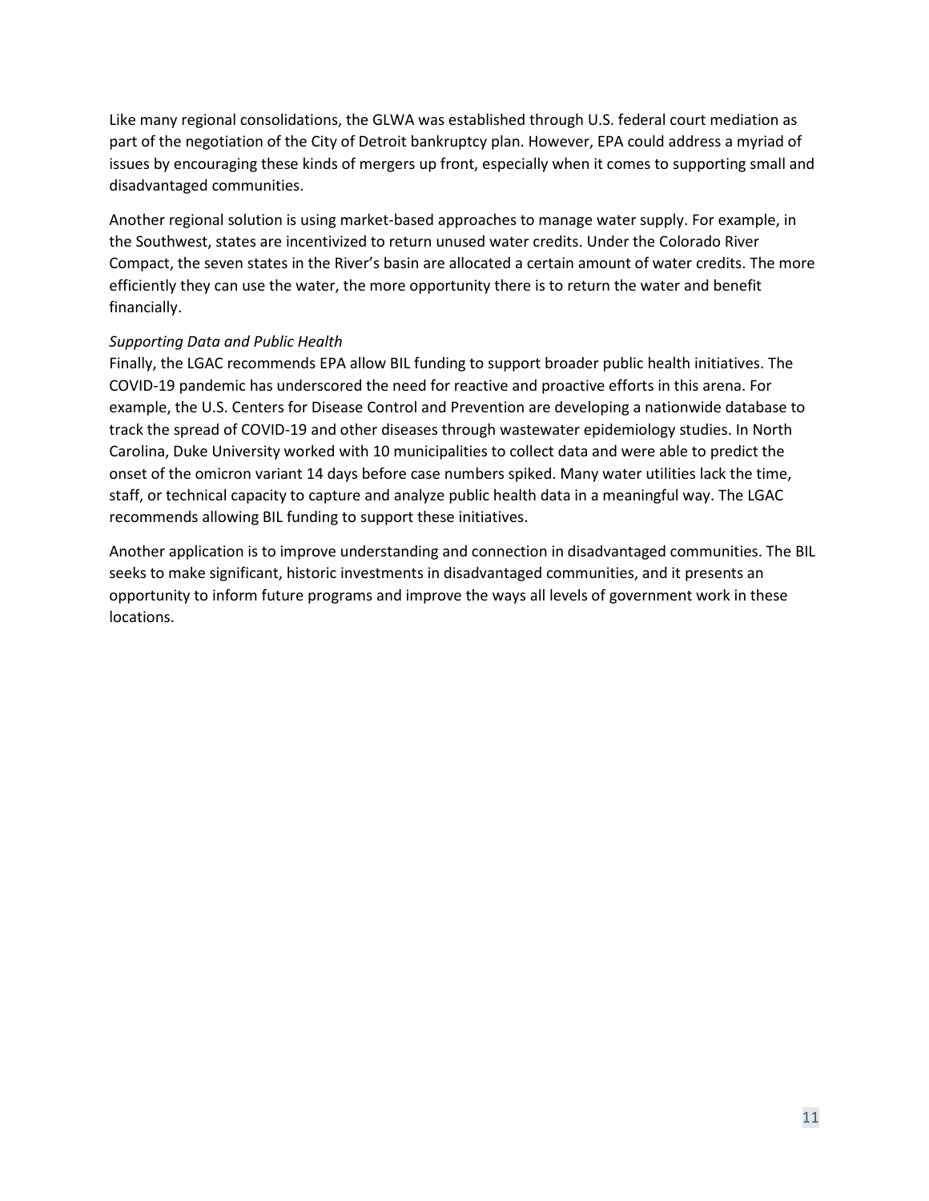Like many regional consolidations, the GLWA was established through U.S. federal court mediation as part of the negotiation of the City of Detroit bankruptcy plan. However, EPA could address a myriad of issues by encouraging these kinds of mergers up front, especially when it comes to supporting small and disadvantaged communities.

Another regional solution is using market-based approaches to manage water supply. For example, in the Southwest, states are incentivized to return unused water credits. Under the Colorado River Compact, the seven states in the River's basin are allocated a certain amount of water credits. The more efficiently they can use the water, the more opportunity there is to return the water and benefit financially.

*Supporting Data and Public Health*

Finally, the LGAC recommends EPA allow BIL funding to support broader public health initiatives. The COVID-19 pandemic has underscored the need for reactive and proactive efforts in this arena. For example, the U.S. Centers for Disease Control and Prevention are developing a nationwide database to track the spread of COVID-19 and other diseases through wastewater epidemiology studies. In North Carolina, Duke University worked with 10 municipalities to collect data and were able to predict the onset of the omicron variant 14 days before case numbers spiked. Many water utilities lack the time, staff, or technical capacity to capture and analyze public health data in a meaningful way. The LGAC recommends allowing BIL funding to support these initiatives.

Another application is to improve understanding and connection in disadvantaged communities. The BIL seeks to make significant, historic investments in disadvantaged communities, and it presents an opportunity to inform future programs and improve the ways all levels of government work in these locations.